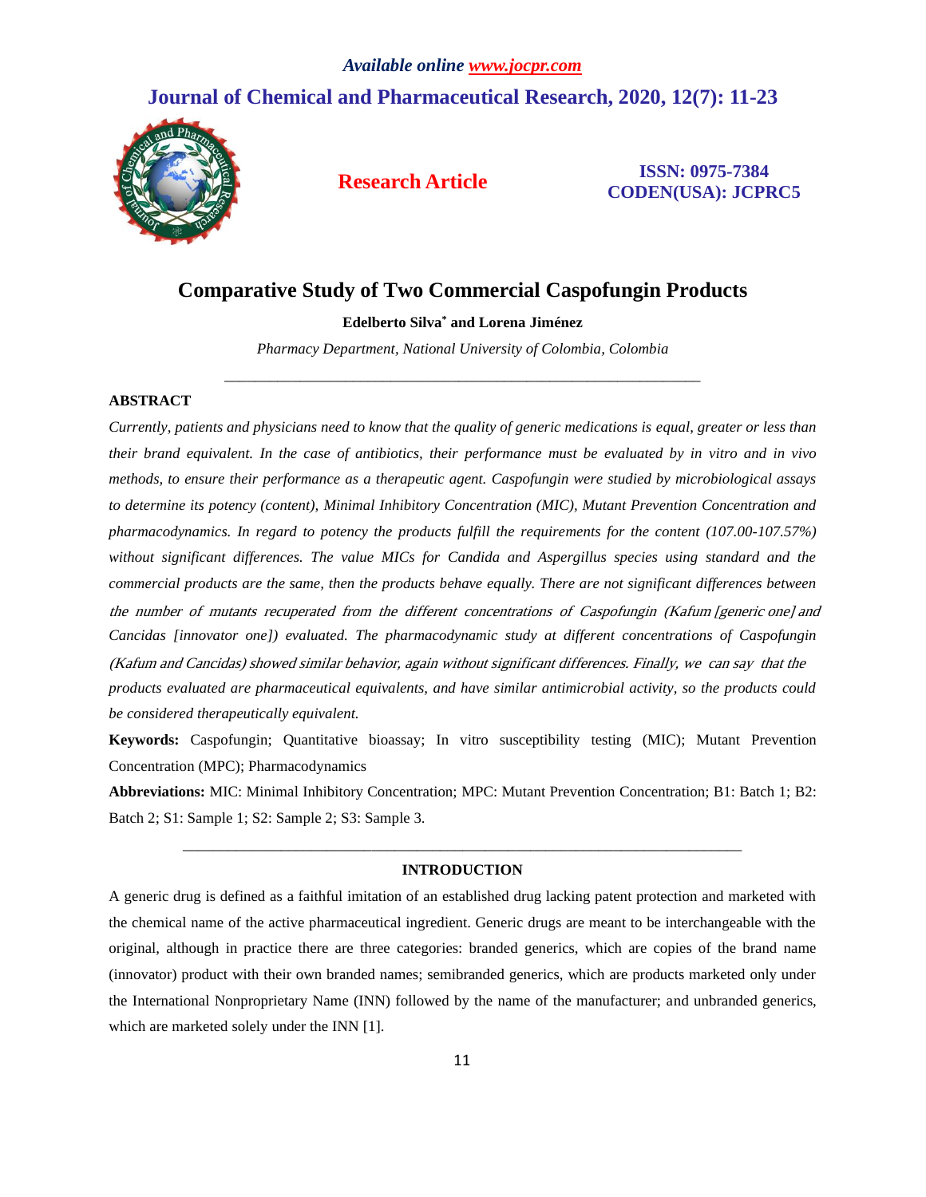# Comparative Study of Two Commercial Caspofungin Products

**Edelberto Silva* and Lorena Jiménez**

*Pharmacy Department, National University of Colombia, Colombia*

---

## ABSTRACT

*Currently, patients and physicians need to know that the quality of generic medications is equal, greater or less than their brand equivalent. In the case of antibiotics, their performance must be evaluated by in vitro and in vivo methods, to ensure their performance as a therapeutic agent. Caspofungin were studied by microbiological assays to determine its potency (content), Minimal Inhibitory Concentration (MIC), Mutant Prevention Concentration and pharmacodynamics. In regard to potency the products fulfill the requirements for the content (107.00-107.57%) without significant differences. The value MICs for Candida and Aspergillus species using standard and the commercial products are the same, then the products behave equally. There are not significant differences between the number of mutants recuperated from the different concentrations of Caspofungin (Kafum [generic one] and Cancidas [innovator one]) evaluated. The pharmacodynamic study at different concentrations of Caspofungin (Kafum and Cancidas) showed similar behavior, again without significant differences. Finally, we can say that the products evaluated are pharmaceutical equivalents, and have similar antimicrobial activity, so the products could be considered therapeutically equivalent.*

**Keywords:** Caspofungin; Quantitative bioassay; In vitro susceptibility testing (MIC); Mutant Prevention Concentration (MPC); Pharmacodynamics

**Abbreviations:** MIC: Minimal Inhibitory Concentration; MPC: Mutant Prevention Concentration; B1: Batch 1; B2: Batch 2; S1: Sample 1; S2: Sample 2; S3: Sample 3.

---

## INTRODUCTION

A generic drug is defined as a faithful imitation of an established drug lacking patent protection and marketed with the chemical name of the active pharmaceutical ingredient. Generic drugs are meant to be interchangeable with the original, although in practice there are three categories: branded generics, which are copies of the brand name (innovator) product with their own branded names; semibranded generics, which are products marketed only under the International Nonproprietary Name (INN) followed by the name of the manufacturer; and unbranded generics, which are marketed solely under the INN [1].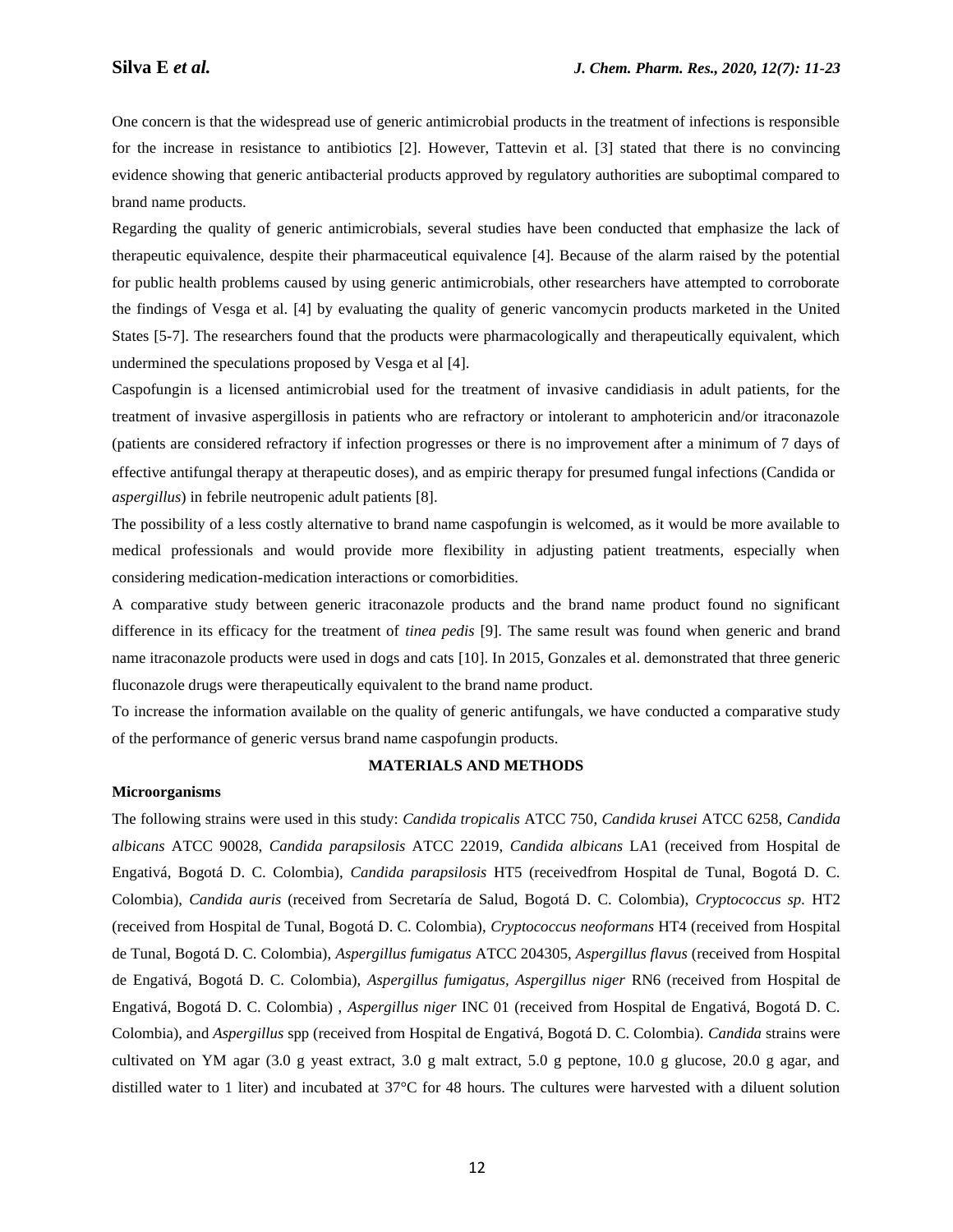One concern is that the widespread use of generic antimicrobial products in the treatment of infections is responsible for the increase in resistance to antibiotics [2]. However, Tattevin et al. [3] stated that there is no convincing evidence showing that generic antibacterial products approved by regulatory authorities are suboptimal compared to brand name products.

Regarding the quality of generic antimicrobials, several studies have been conducted that emphasize the lack of therapeutic equivalence, despite their pharmaceutical equivalence [4]. Because of the alarm raised by the potential for public health problems caused by using generic antimicrobials, other researchers have attempted to corroborate the findings of Vesga et al. [4] by evaluating the quality of generic vancomycin products marketed in the United States [5-7]. The researchers found that the products were pharmacologically and therapeutically equivalent, which undermined the speculations proposed by Vesga et al [4].

Caspofungin is a licensed antimicrobial used for the treatment of invasive candidiasis in adult patients, for the treatment of invasive aspergillosis in patients who are refractory or intolerant to amphotericin and/or itraconazole (patients are considered refractory if infection progresses or there is no improvement after a minimum of 7 days of effective antifungal therapy at therapeutic doses), and as empiric therapy for presumed fungal infections (Candida or *aspergillus*) in febrile neutropenic adult patients [8].

The possibility of a less costly alternative to brand name caspofungin is welcomed, as it would be more available to medical professionals and would provide more flexibility in adjusting patient treatments, especially when considering medication-medication interactions or comorbidities.

A comparative study between generic itraconazole products and the brand name product found no significant difference in its efficacy for the treatment of *tinea pedis* [9]. The same result was found when generic and brand name itraconazole products were used in dogs and cats [10]. In 2015, Gonzales et al. demonstrated that three generic fluconazole drugs were therapeutically equivalent to the brand name product.

To increase the information available on the quality of generic antifungals, we have conducted a comparative study of the performance of generic versus brand name caspofungin products.

## MATERIALS AND METHODS

### Microorganisms

The following strains were used in this study: *Candida tropicalis* ATCC 750, *Candida krusei* ATCC 6258, *Candida albicans* ATCC 90028, *Candida parapsilosis* ATCC 22019, *Candida albicans* LA1 (received from Hospital de Engativá, Bogotá D. C. Colombia), *Candida parapsilosis* HT5 (receivedfrom Hospital de Tunal, Bogotá D. C. Colombia), *Candida auris* (received from Secretaría de Salud, Bogotá D. C. Colombia), *Cryptococcus sp*. HT2 (received from Hospital de Tunal, Bogotá D. C. Colombia), *Cryptococcus neoformans* HT4 (received from Hospital de Tunal, Bogotá D. C. Colombia), *Aspergillus fumigatus* ATCC 204305, *Aspergillus flavus* (received from Hospital de Engativá, Bogotá D. C. Colombia), *Aspergillus fumigatus, Aspergillus niger* RN6 (received from Hospital de Engativá, Bogotá D. C. Colombia) , *Aspergillus niger* INC 01 (received from Hospital de Engativá, Bogotá D. C. Colombia), and *Aspergillus* spp (received from Hospital de Engativá, Bogotá D. C. Colombia). *Candida* strains were cultivated on YM agar (3.0 g yeast extract, 3.0 g malt extract, 5.0 g peptone, 10.0 g glucose, 20.0 g agar, and distilled water to 1 liter) and incubated at 37°C for 48 hours. The cultures were harvested with a diluent solution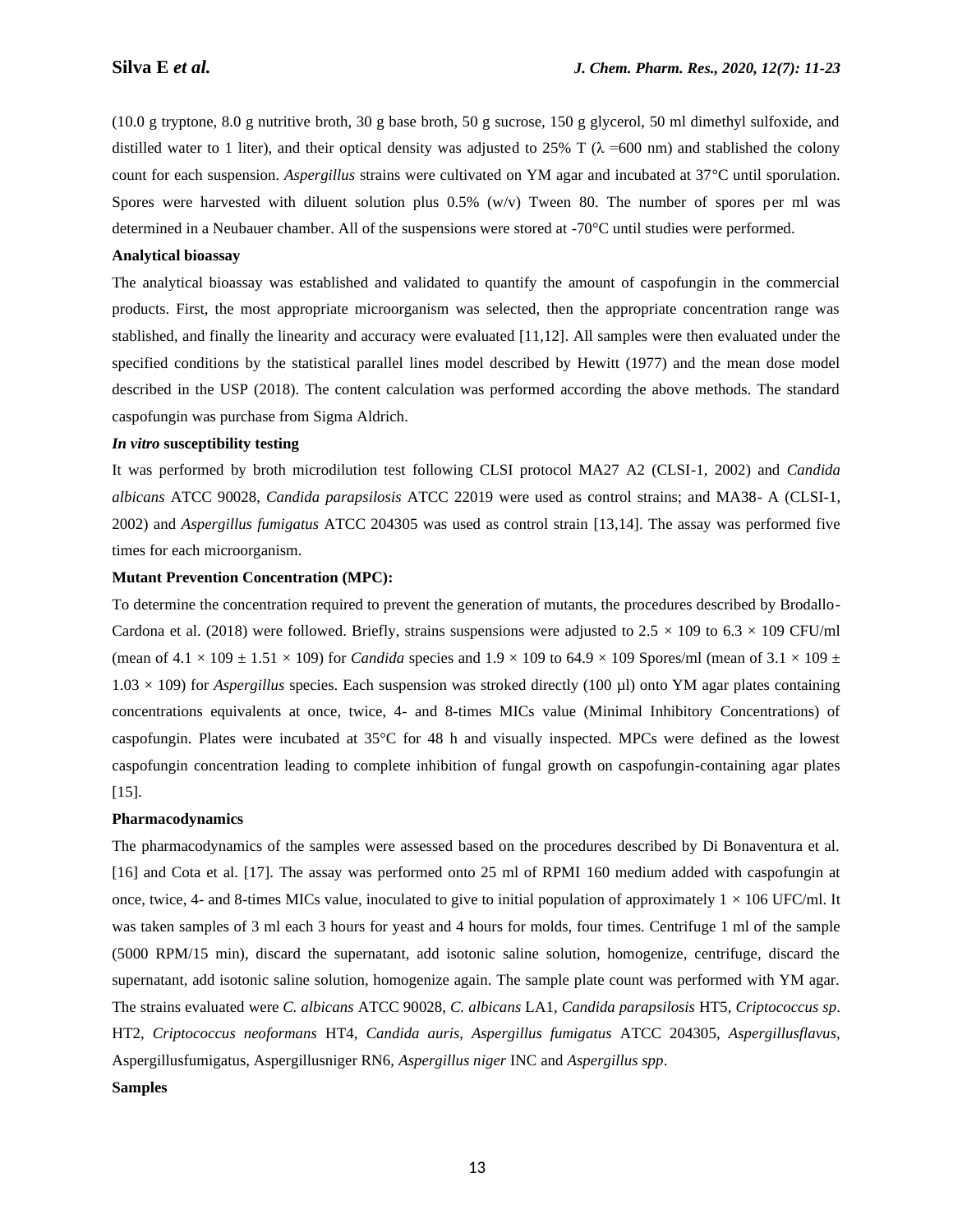(10.0 g tryptone, 8.0 g nutritive broth, 30 g base broth, 50 g sucrose, 150 g glycerol, 50 ml dimethyl sulfoxide, and distilled water to 1 liter), and their optical density was adjusted to 25% T (λ =600 nm) and stablished the colony count for each suspension. *Aspergillus* strains were cultivated on YM agar and incubated at 37°C until sporulation. Spores were harvested with diluent solution plus 0.5% (w/v) Tween 80. The number of spores per ml was determined in a Neubauer chamber. All of the suspensions were stored at -70°C until studies were performed.

**Analytical bioassay**

The analytical bioassay was established and validated to quantify the amount of caspofungin in the commercial products. First, the most appropriate microorganism was selected, then the appropriate concentration range was stablished, and finally the linearity and accuracy were evaluated [11,12]. All samples were then evaluated under the specified conditions by the statistical parallel lines model described by Hewitt (1977) and the mean dose model described in the USP (2018). The content calculation was performed according the above methods. The standard caspofungin was purchase from Sigma Aldrich.

***In vitro* susceptibility testing**

It was performed by broth microdilution test following CLSI protocol MA27 A2 (CLSI-1, 2002) and *Candida albicans* ATCC 90028, *Candida parapsilosis* ATCC 22019 were used as control strains; and MA38- A (CLSI-1, 2002) and *Aspergillus fumigatus* ATCC 204305 was used as control strain [13,14]. The assay was performed five times for each microorganism.

**Mutant Prevention Concentration (MPC):**

To determine the concentration required to prevent the generation of mutants, the procedures described by Brodallo-Cardona et al. (2018) were followed. Briefly, strains suspensions were adjusted to $2.5 \times 109$ to $6.3 \times 109$ CFU/ml (mean of $4.1 \times 109 \pm 1.51 \times 109$) for *Candida* species and $1.9 \times 109$ to $64.9 \times 109$ Spores/ml (mean of $3.1 \times 109 \pm 1.03 \times 109$) for *Aspergillus* species. Each suspension was stroked directly (100 µl) onto YM agar plates containing concentrations equivalents at once, twice, 4- and 8-times MICs value (Minimal Inhibitory Concentrations) of caspofungin. Plates were incubated at 35°C for 48 h and visually inspected. MPCs were defined as the lowest caspofungin concentration leading to complete inhibition of fungal growth on caspofungin-containing agar plates [15].

**Pharmacodynamics**

The pharmacodynamics of the samples were assessed based on the procedures described by Di Bonaventura et al. [16] and Cota et al. [17]. The assay was performed onto 25 ml of RPMI 160 medium added with caspofungin at once, twice, 4- and 8-times MICs value, inoculated to give to initial population of approximately $1 \times 106$ UFC/ml. It was taken samples of 3 ml each 3 hours for yeast and 4 hours for molds, four times. Centrifuge 1 ml of the sample (5000 RPM/15 min), discard the supernatant, add isotonic saline solution, homogenize, centrifuge, discard the supernatant, add isotonic saline solution, homogenize again. The sample plate count was performed with YM agar. The strains evaluated were *C. albicans* ATCC 90028, *C. albicans* LA1, *Candida parapsilosis* HT5, *Criptococcus sp*. HT2, *Criptococcus neoformans* HT4, *Candida auris, Aspergillus fumigatus* ATCC 204305, *Aspergillusflavus,* Aspergillusfumigatus, Aspergillusniger RN6, *Aspergillus niger* INC and *Aspergillus spp*.

**Samples**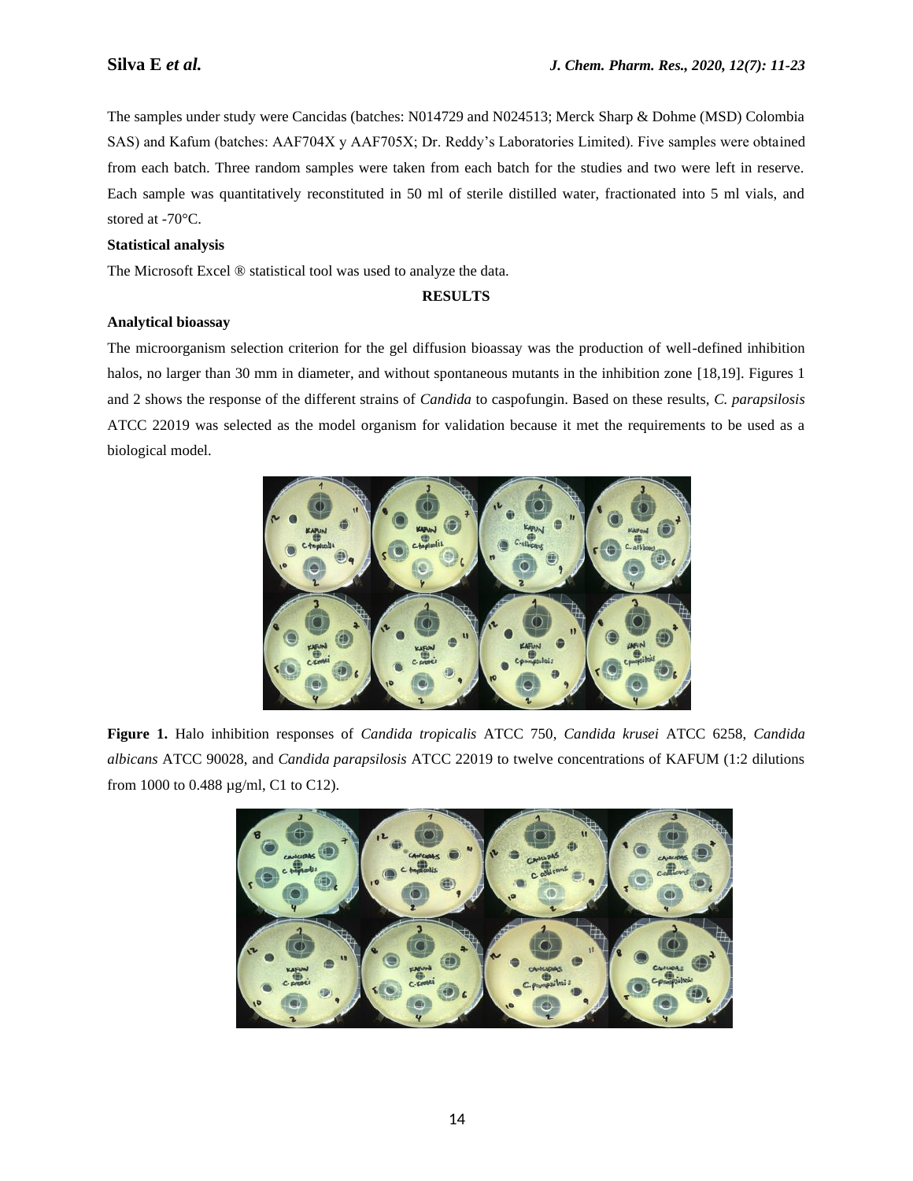The samples under study were Cancidas (batches: N014729 and N024513; Merck Sharp & Dohme (MSD) Colombia SAS) and Kafum (batches: AAF704X y AAF705X; Dr. Reddy's Laboratories Limited). Five samples were obtained from each batch. Three random samples were taken from each batch for the studies and two were left in reserve. Each sample was quantitatively reconstituted in 50 ml of sterile distilled water, fractionated into 5 ml vials, and stored at -70°C.

**Statistical analysis**

The Microsoft Excel ® statistical tool was used to analyze the data.

## RESULTS

**Analytical bioassay**

The microorganism selection criterion for the gel diffusion bioassay was the production of well-defined inhibition halos, no larger than 30 mm in diameter, and without spontaneous mutants in the inhibition zone [18,19]. Figures 1 and 2 shows the response of the different strains of *Candida* to caspofungin. Based on these results, *C. parapsilosis* ATCC 22019 was selected as the model organism for validation because it met the requirements to be used as a biological model.

**Figure 1.** Halo inhibition responses of *Candida tropicalis* ATCC 750, *Candida krusei* ATCC 6258, *Candida albicans* ATCC 90028, and *Candida parapsilosis* ATCC 22019 to twelve concentrations of KAFUM (1:2 dilutions from 1000 to 0.488 µg/ml, C1 to C12).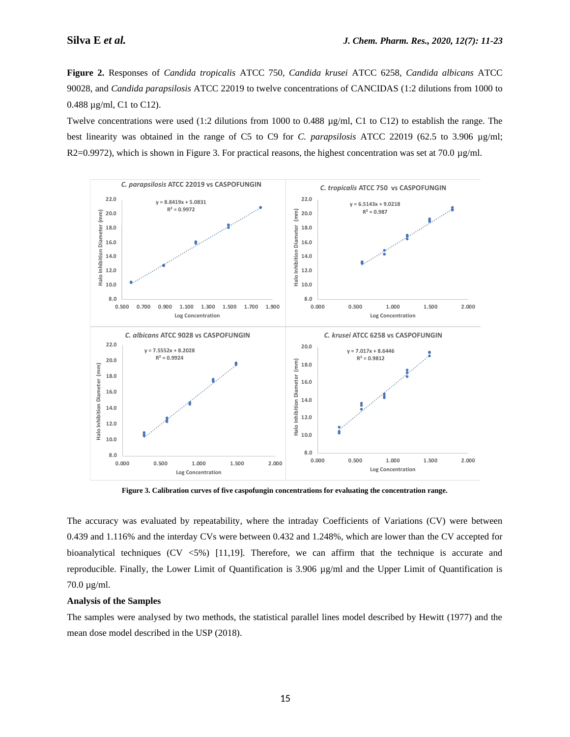**Figure 2.** Responses of *Candida tropicalis* ATCC 750, *Candida krusei* ATCC 6258, *Candida albicans* ATCC 90028, and *Candida parapsilosis* ATCC 22019 to twelve concentrations of CANCIDAS (1:2 dilutions from 1000 to 0.488 µg/ml, C1 to C12).

Twelve concentrations were used (1:2 dilutions from 1000 to 0.488 µg/ml, C1 to C12) to establish the range. The best linearity was obtained in the range of C5 to C9 for *C. parapsilosis* ATCC 22019 (62.5 to 3.906 µg/ml; $R^2$=0.9972), which is shown in Figure 3. For practical reasons, the highest concentration was set at 70.0 µg/ml.

**Figure 3. Calibration curves of five caspofungin concentrations for evaluating the concentration range.**

The accuracy was evaluated by repeatability, where the intraday Coefficients of Variations (CV) were between 0.439 and 1.116% and the interday CVs were between 0.432 and 1.248%, which are lower than the CV accepted for bioanalytical techniques (CV <5%) [11,19]. Therefore, we can affirm that the technique is accurate and reproducible. Finally, the Lower Limit of Quantification is 3.906 µg/ml and the Upper Limit of Quantification is 70.0 µg/ml.

**Analysis of the Samples**

The samples were analysed by two methods, the statistical parallel lines model described by Hewitt (1977) and the mean dose model described in the USP (2018).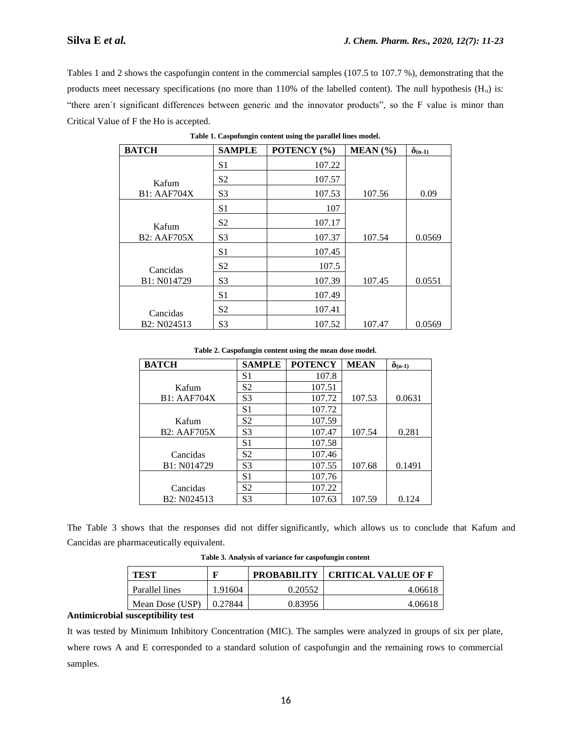Tables 1 and 2 shows the caspofungin content in the commercial samples (107.5 to 107.7 %), demonstrating that the products meet necessary specifications (no more than 110% of the labelled content). The null hypothesis ($H_o$) is: "there aren´t significant differences between generic and the innovator products", so the F value is minor than Critical Value of F the Ho is accepted.

**Table 1. Caspofungin content using the parallel lines model.**

| BATCH | SAMPLE | POTENCY (%) | MEAN (%) | $\delta_{(n-1)}$ |
|---|---|---|---|---|
| Kafum B1: AAF704X | S1 | 107.22 | | |
| | S2 | 107.57 | | |
| | S3 | 107.53 | 107.56 | 0.09 |
| Kafum B2: AAF705X | S1 | 107 | | |
| | S2 | 107.17 | | |
| | S3 | 107.37 | 107.54 | 0.0569 |
| Cancidas B1: N014729 | S1 | 107.45 | | |
| | S2 | 107.5 | | |
| | S3 | 107.39 | 107.45 | 0.0551 |
| Cancidas B2: N024513 | S1 | 107.49 | | |
| | S2 | 107.41 | | |
| | S3 | 107.52 | 107.47 | 0.0569 |

**Table 2. Caspofungin content using the mean dose model.**

| BATCH | SAMPLE | POTENCY | MEAN | $\delta_{(n-1)}$ |
|---|---|---|---|---|
| Kafum B1: AAF704X | S1 | 107.8 | | |
| | S2 | 107.51 | | |
| | S3 | 107.72 | 107.53 | 0.0631 |
| Kafum B2: AAF705X | S1 | 107.72 | | |
| | S2 | 107.59 | | |
| | S3 | 107.47 | 107.54 | 0.281 |
| Cancidas B1: N014729 | S1 | 107.58 | | |
| | S2 | 107.46 | | |
| | S3 | 107.55 | 107.68 | 0.1491 |
| Cancidas B2: N024513 | S1 | 107.76 | | |
| | S2 | 107.22 | | |
| | S3 | 107.63 | 107.59 | 0.124 |

The Table 3 shows that the responses did not differ significantly, which allows us to conclude that Kafum and Cancidas are pharmaceutically equivalent.

**Table 3. Analysis of variance for caspofungin content**

| TEST | F | PROBABILITY | CRITICAL VALUE OF F |
|---|---|---|---|
| Parallel lines | 1.91604 | 0.20552 | 4.06618 |
| Mean Dose (USP) | 0.27844 | 0.83956 | 4.06618 |

**Antimicrobial susceptibility test**

It was tested by Minimum Inhibitory Concentration (MIC). The samples were analyzed in groups of six per plate, where rows A and E corresponded to a standard solution of caspofungin and the remaining rows to commercial samples.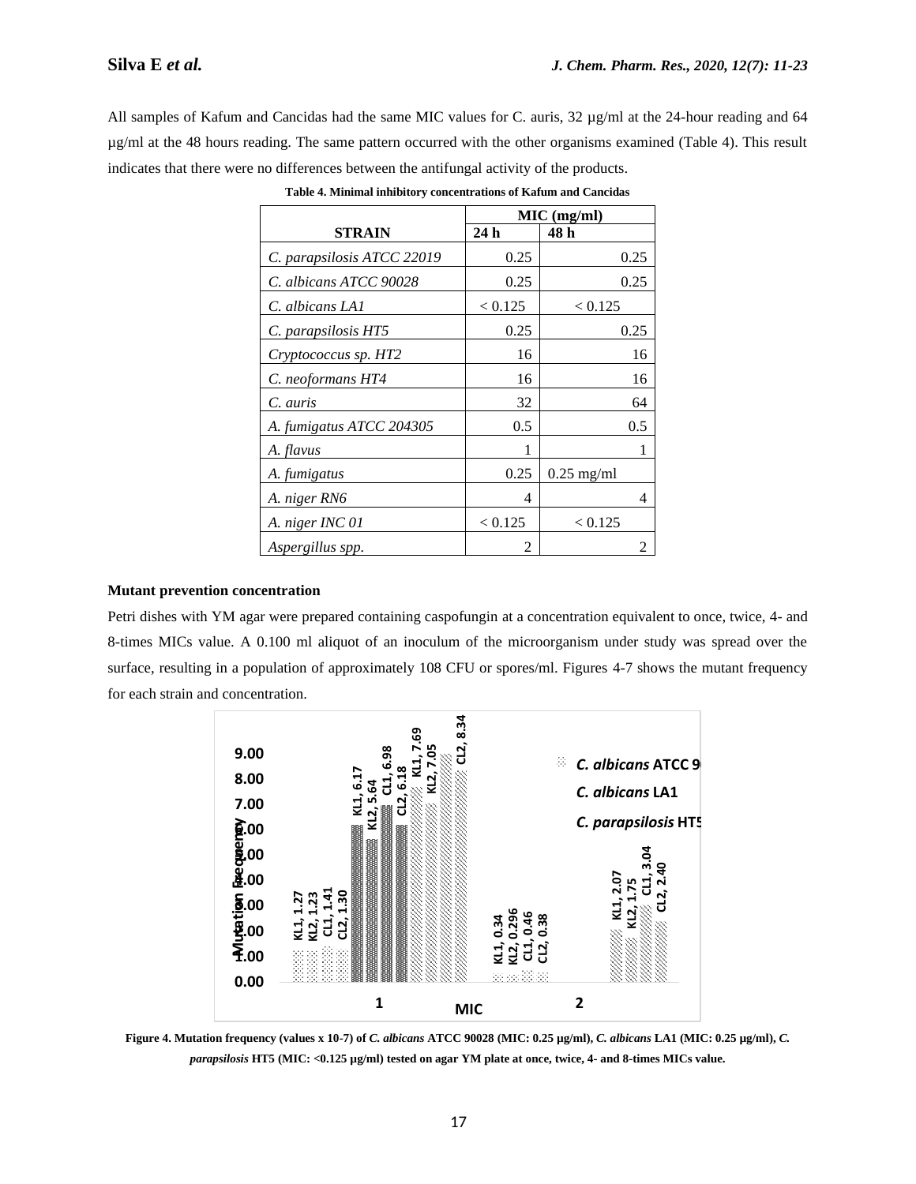All samples of Kafum and Cancidas had the same MIC values for C. auris, 32 µg/ml at the 24-hour reading and 64 µg/ml at the 48 hours reading. The same pattern occurred with the other organisms examined (Table 4). This result indicates that there were no differences between the antifungal activity of the products.

**Table 4. Minimal inhibitory concentrations of Kafum and Cancidas**

| STRAIN | MIC (mg/ml) | |
|---|---|---|
| | 24 h | 48 h |
| *C. parapsilosis ATCC 22019* | 0.25 | 0.25 |
| *C. albicans ATCC 90028* | 0.25 | 0.25 |
| *C. albicans LA1* | < 0.125 | < 0.125 |
| *C. parapsilosis HT5* | 0.25 | 0.25 |
| *Cryptococcus sp. HT2* | 16 | 16 |
| *C. neoformans HT4* | 16 | 16 |
| *C. auris* | 32 | 64 |
| *A. fumigatus ATCC 204305* | 0.5 | 0.5 |
| *A. flavus* | 1 | 1 |
| *A. fumigatus* | 0.25 | 0.25 mg/ml |
| *A. niger RN6* | 4 | 4 |
| *A. niger INC 01* | < 0.125 | < 0.125 |
| *Aspergillus spp.* | 2 | 2 |

**Mutant prevention concentration**

Petri dishes with YM agar were prepared containing caspofungin at a concentration equivalent to once, twice, 4- and 8-times MICs value. A 0.100 ml aliquot of an inoculum of the microorganism under study was spread over the surface, resulting in a population of approximately 108 CFU or spores/ml. Figures 4-7 shows the mutant frequency for each strain and concentration.

**Figure 4. Mutation frequency (values x 10-7) of *C. albicans* ATCC 90028 (MIC: 0.25 µg/ml), *C. albicans* LA1 (MIC: 0.25 µg/ml), *C. parapsilosis* HT5 (MIC: <0.125 µg/ml) tested on agar YM plate at once, twice, 4- and 8-times MICs value.**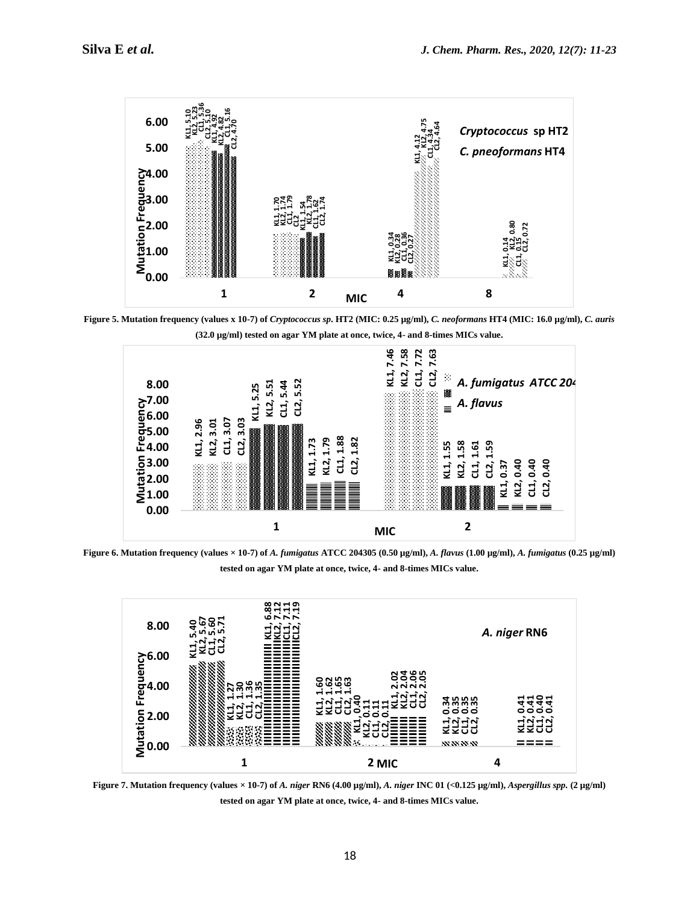Figure 5. Mutation frequency (values x 10-7) of *Cryptococcus sp*. HT2 (MIC: 0.25 µg/ml), *C. neoformans* HT4 (MIC: 16.0 µg/ml), *C. auris* (32.0 µg/ml) tested on agar YM plate at once, twice, 4- and 8-times MICs value.

Figure 6. Mutation frequency (values × 10-7) of *A. fumigatus* ATCC 204305 (0.50 µg/ml), *A. flavus* (1.00 µg/ml), *A. fumigatus* (0.25 µg/ml) tested on agar YM plate at once, twice, 4- and 8-times MICs value.

Figure 7. Mutation frequency (values × 10-7) of *A. niger* RN6 (4.00 µg/ml), *A. niger* INC 01 (<0.125 µg/ml), *Aspergillus spp.* (2 µg/ml) tested on agar YM plate at once, twice, 4- and 8-times MICs value.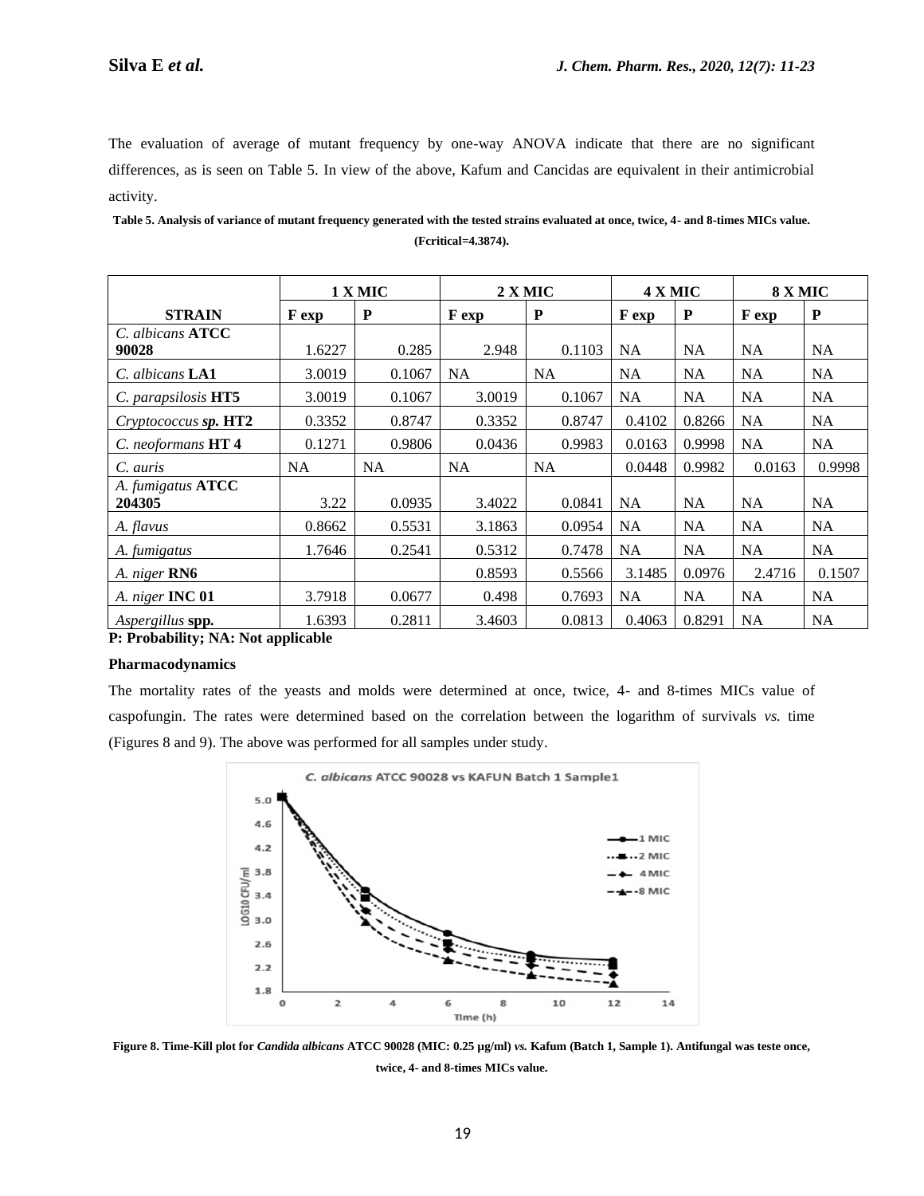The evaluation of average of mutant frequency by one-way ANOVA indicate that there are no significant differences, as is seen on Table 5. In view of the above, Kafum and Cancidas are equivalent in their antimicrobial activity.

**Table 5. Analysis of variance of mutant frequency generated with the tested strains evaluated at once, twice, 4- and 8-times MICs value. (Fcritical=4.3874).**

| | 1 X MIC | | 2 X MIC | | 4 X MIC | | 8 X MIC | |
|---|---|---|---|---|---|---|---|---|
| **STRAIN** | **F exp** | **P** | **F exp** | **P** | **F exp** | **P** | **F exp** | **P** |
| *C. albicans* **ATCC 90028** | 1.6227 | 0.285 | 2.948 | 0.1103 | NA | NA | NA | NA |
| *C. albicans* **LA1** | 3.0019 | 0.1067 | NA | NA | NA | NA | NA | NA |
| *C. parapsilosis* **HT5** | 3.0019 | 0.1067 | 3.0019 | 0.1067 | NA | NA | NA | NA |
| *Cryptococcus sp.* **HT2** | 0.3352 | 0.8747 | 0.3352 | 0.8747 | 0.4102 | 0.8266 | NA | NA |
| *C. neoformans* **HT 4** | 0.1271 | 0.9806 | 0.0436 | 0.9983 | 0.0163 | 0.9998 | NA | NA |
| *C. auris* | NA | NA | NA | NA | 0.0448 | 0.9982 | 0.0163 | 0.9998 |
| *A. fumigatus* **ATCC 204305** | 3.22 | 0.0935 | 3.4022 | 0.0841 | NA | NA | NA | NA |
| *A. flavus* | 0.8662 | 0.5531 | 3.1863 | 0.0954 | NA | NA | NA | NA |
| *A. fumigatus* | 1.7646 | 0.2541 | 0.5312 | 0.7478 | NA | NA | NA | NA |
| *A. niger* **RN6** | | | 0.8593 | 0.5566 | 3.1485 | 0.0976 | 2.4716 | 0.1507 |
| *A. niger* **INC 01** | 3.7918 | 0.0677 | 0.498 | 0.7693 | NA | NA | NA | NA |
| *Aspergillus* **spp.** | 1.6393 | 0.2811 | 3.4603 | 0.0813 | 0.4063 | 0.8291 | NA | NA |

**P: Probability; NA: Not applicable**

**Pharmacodynamics**

The mortality rates of the yeasts and molds were determined at once, twice, 4- and 8-times MICs value of caspofungin. The rates were determined based on the correlation between the logarithm of survivals *vs.* time (Figures 8 and 9). The above was performed for all samples under study.

**Figure 8. Time-Kill plot for *Candida albicans* ATCC 90028 (MIC: 0.25 µg/ml) *vs.* Kafum (Batch 1, Sample 1). Antifungal was teste once, twice, 4- and 8-times MICs value.**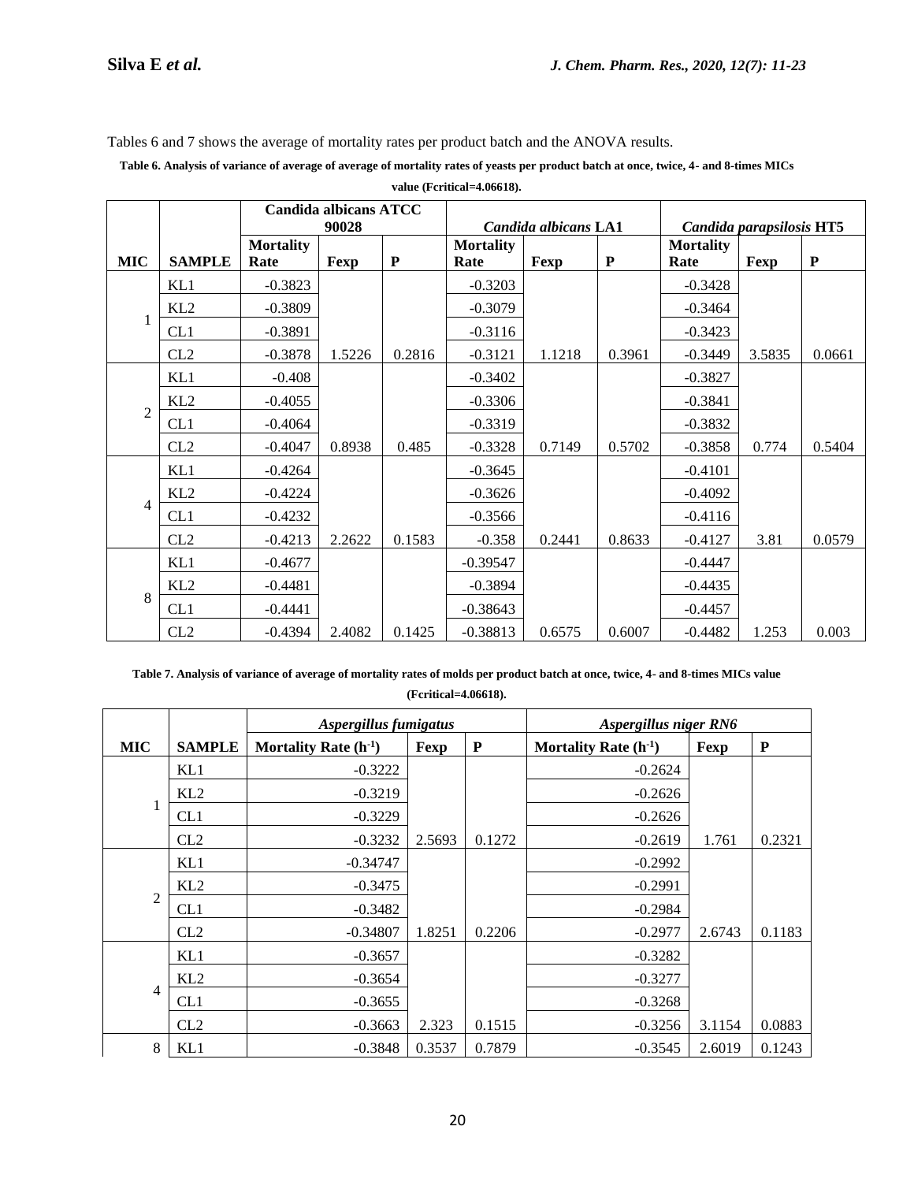Tables 6 and 7 shows the average of mortality rates per product batch and the ANOVA results.

**Table 6. Analysis of variance of average of average of mortality rates of yeasts per product batch at once, twice, 4- and 8-times MICs value (Fcritical=4.06618).**

| | | Candida albicans ATCC 90028 | | | *Candida albicans* LA1 | | | *Candida parapsilosis* HT5 | | |
|---|---|---|---|---|---|---|---|---|---|---|
| **MIC** | **SAMPLE** | **Mortality Rate** | **Fexp** | **P** | **Mortality Rate** | **Fexp** | **P** | **Mortality Rate** | **Fexp** | **P** |
| 1 | KL1 | -0.3823 | | | -0.3203 | | | -0.3428 | | |
| | KL2 | -0.3809 | | | -0.3079 | | | -0.3464 | | |
| | CL1 | -0.3891 | | | -0.3116 | | | -0.3423 | | |
| | CL2 | -0.3878 | 1.5226 | 0.2816 | -0.3121 | 1.1218 | 0.3961 | -0.3449 | 3.5835 | 0.0661 |
| 2 | KL1 | -0.408 | | | -0.3402 | | | -0.3827 | | |
| | KL2 | -0.4055 | | | -0.3306 | | | -0.3841 | | |
| | CL1 | -0.4064 | | | -0.3319 | | | -0.3832 | | |
| | CL2 | -0.4047 | 0.8938 | 0.485 | -0.3328 | 0.7149 | 0.5702 | -0.3858 | 0.774 | 0.5404 |
| 4 | KL1 | -0.4264 | | | -0.3645 | | | -0.4101 | | |
| | KL2 | -0.4224 | | | -0.3626 | | | -0.4092 | | |
| | CL1 | -0.4232 | | | -0.3566 | | | -0.4116 | | |
| | CL2 | -0.4213 | 2.2622 | 0.1583 | -0.358 | 0.2441 | 0.8633 | -0.4127 | 3.81 | 0.0579 |
| 8 | KL1 | -0.4677 | | | -0.39547 | | | -0.4447 | | |
| | KL2 | -0.4481 | | | -0.3894 | | | -0.4435 | | |
| | CL1 | -0.4441 | | | -0.38643 | | | -0.4457 | | |
| | CL2 | -0.4394 | 2.4082 | 0.1425 | -0.38813 | 0.6575 | 0.6007 | -0.4482 | 1.253 | 0.003 |

**Table 7. Analysis of variance of average of mortality rates of molds per product batch at once, twice, 4- and 8-times MICs value (Fcritical=4.06618).**

| | | *Aspergillus fumigatus* | | | *Aspergillus niger RN6* | | |
|---|---|---|---|---|---|---|---|
| **MIC** | **SAMPLE** | **Mortality Rate ($h^{-1}$)** | **Fexp** | **P** | **Mortality Rate ($h^{-1}$)** | **Fexp** | **P** |
| 1 | KL1 | -0.3222 | | | -0.2624 | | |
| | KL2 | -0.3219 | | | -0.2626 | | |
| | CL1 | -0.3229 | | | -0.2626 | | |
| | CL2 | -0.3232 | 2.5693 | 0.1272 | -0.2619 | 1.761 | 0.2321 |
| 2 | KL1 | -0.34747 | | | -0.2992 | | |
| | KL2 | -0.3475 | | | -0.2991 | | |
| | CL1 | -0.3482 | | | -0.2984 | | |
| | CL2 | -0.34807 | 1.8251 | 0.2206 | -0.2977 | 2.6743 | 0.1183 |
| 4 | KL1 | -0.3657 | | | -0.3282 | | |
| | KL2 | -0.3654 | | | -0.3277 | | |
| | CL1 | -0.3655 | | | -0.3268 | | |
| | CL2 | -0.3663 | 2.323 | 0.1515 | -0.3256 | 3.1154 | 0.0883 |
| 8 | KL1 | -0.3848 | 0.3537 | 0.7879 | -0.3545 | 2.6019 | 0.1243 |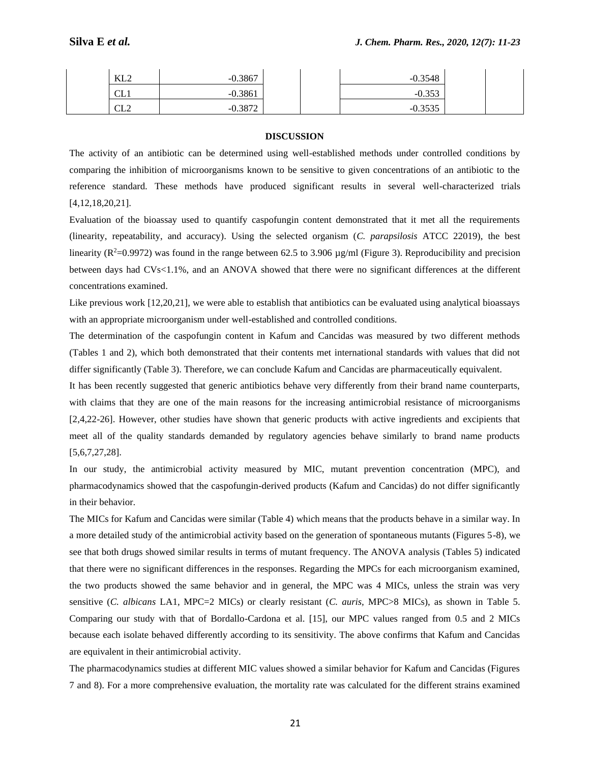| | | | | | | | |
|---|---|---|---|---|---|---|---|
| | KL2 | -0.3867 | | | -0.3548 | | |
| | CL1 | -0.3861 | | | -0.353 | | |
| | CL2 | -0.3872 | | | -0.3535 | | |

## DISCUSSION

The activity of an antibiotic can be determined using well-established methods under controlled conditions by comparing the inhibition of microorganisms known to be sensitive to given concentrations of an antibiotic to the reference standard. These methods have produced significant results in several well-characterized trials [4,12,18,20,21].

Evaluation of the bioassay used to quantify caspofungin content demonstrated that it met all the requirements (linearity, repeatability, and accuracy). Using the selected organism (*C. parapsilosis* ATCC 22019), the best linearity ($R^2$=0.9972) was found in the range between 62.5 to 3.906 µg/ml (Figure 3). Reproducibility and precision between days had CVs<1.1%, and an ANOVA showed that there were no significant differences at the different concentrations examined.

Like previous work [12,20,21], we were able to establish that antibiotics can be evaluated using analytical bioassays with an appropriate microorganism under well-established and controlled conditions.

The determination of the caspofungin content in Kafum and Cancidas was measured by two different methods (Tables 1 and 2), which both demonstrated that their contents met international standards with values that did not differ significantly (Table 3). Therefore, we can conclude Kafum and Cancidas are pharmaceutically equivalent.

It has been recently suggested that generic antibiotics behave very differently from their brand name counterparts, with claims that they are one of the main reasons for the increasing antimicrobial resistance of microorganisms [2,4,22-26]. However, other studies have shown that generic products with active ingredients and excipients that meet all of the quality standards demanded by regulatory agencies behave similarly to brand name products [5,6,7,27,28].

In our study, the antimicrobial activity measured by MIC, mutant prevention concentration (MPC), and pharmacodynamics showed that the caspofungin-derived products (Kafum and Cancidas) do not differ significantly in their behavior.

The MICs for Kafum and Cancidas were similar (Table 4) which means that the products behave in a similar way. In a more detailed study of the antimicrobial activity based on the generation of spontaneous mutants (Figures 5-8), we see that both drugs showed similar results in terms of mutant frequency. The ANOVA analysis (Tables 5) indicated that there were no significant differences in the responses. Regarding the MPCs for each microorganism examined, the two products showed the same behavior and in general, the MPC was 4 MICs, unless the strain was very sensitive (*C. albicans* LA1, MPC=2 MICs) or clearly resistant (*C. auris*, MPC>8 MICs), as shown in Table 5. Comparing our study with that of Bordallo-Cardona et al. [15], our MPC values ranged from 0.5 and 2 MICs because each isolate behaved differently according to its sensitivity. The above confirms that Kafum and Cancidas are equivalent in their antimicrobial activity.

The pharmacodynamics studies at different MIC values showed a similar behavior for Kafum and Cancidas (Figures 7 and 8). For a more comprehensive evaluation, the mortality rate was calculated for the different strains examined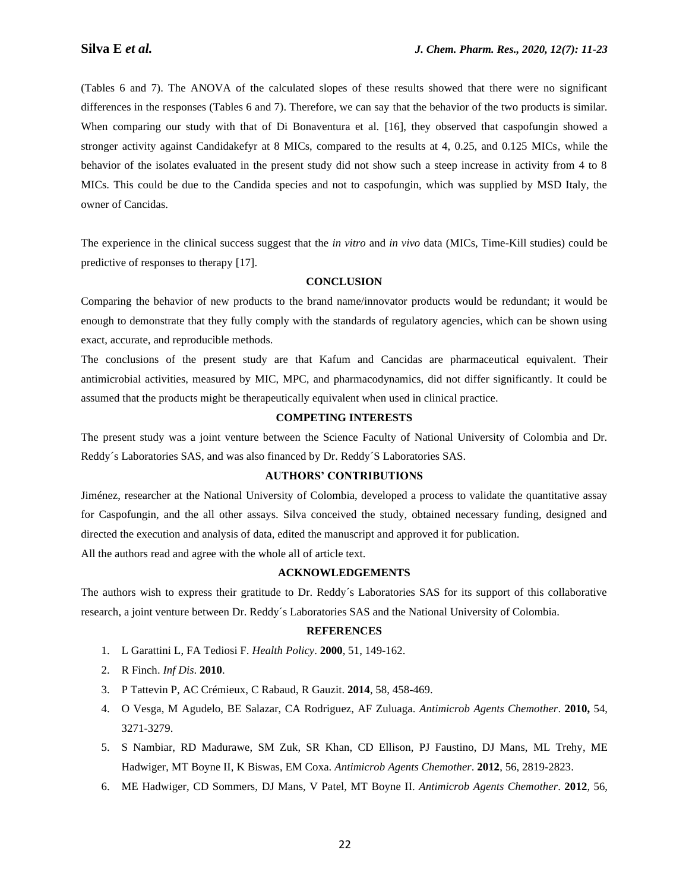(Tables 6 and 7). The ANOVA of the calculated slopes of these results showed that there were no significant differences in the responses (Tables 6 and 7). Therefore, we can say that the behavior of the two products is similar. When comparing our study with that of Di Bonaventura et al. [16], they observed that caspofungin showed a stronger activity against Candidakefyr at 8 MICs, compared to the results at 4, 0.25, and 0.125 MICs, while the behavior of the isolates evaluated in the present study did not show such a steep increase in activity from 4 to 8 MICs. This could be due to the Candida species and not to caspofungin, which was supplied by MSD Italy, the owner of Cancidas.

The experience in the clinical success suggest that the *in vitro* and *in vivo* data (MICs, Time-Kill studies) could be predictive of responses to therapy [17].

## CONCLUSION

Comparing the behavior of new products to the brand name/innovator products would be redundant; it would be enough to demonstrate that they fully comply with the standards of regulatory agencies, which can be shown using exact, accurate, and reproducible methods.

The conclusions of the present study are that Kafum and Cancidas are pharmaceutical equivalent. Their antimicrobial activities, measured by MIC, MPC, and pharmacodynamics, did not differ significantly. It could be assumed that the products might be therapeutically equivalent when used in clinical practice.

## COMPETING INTERESTS

The present study was a joint venture between the Science Faculty of National University of Colombia and Dr. Reddy´s Laboratories SAS, and was also financed by Dr. Reddy´S Laboratories SAS.

## AUTHORS' CONTRIBUTIONS

Jiménez, researcher at the National University of Colombia, developed a process to validate the quantitative assay for Caspofungin, and the all other assays. Silva conceived the study, obtained necessary funding, designed and directed the execution and analysis of data, edited the manuscript and approved it for publication.

All the authors read and agree with the whole all of article text.

## ACKNOWLEDGEMENTS

The authors wish to express their gratitude to Dr. Reddy´s Laboratories SAS for its support of this collaborative research, a joint venture between Dr. Reddy´s Laboratories SAS and the National University of Colombia.

## REFERENCES

1. L Garattini L, FA Tediosi F. *Health Policy*. **2000**, 51, 149-162.
2. R Finch. *Inf Dis*. **2010**.
3. P Tattevin P, AC Crémieux, C Rabaud, R Gauzit. **2014**, 58, 458-469.
4. O Vesga, M Agudelo, BE Salazar, CA Rodriguez, AF Zuluaga. *Antimicrob Agents Chemother*. **2010,** 54, 3271-3279.
5. S Nambiar, RD Madurawe, SM Zuk, SR Khan, CD Ellison, PJ Faustino, DJ Mans, ML Trehy, ME Hadwiger, MT Boyne II, K Biswas, EM Coxa. *Antimicrob Agents Chemother*. **2012**, 56, 2819-2823.
6. ME Hadwiger, CD Sommers, DJ Mans, V Patel, MT Boyne II. *Antimicrob Agents Chemother*. **2012**, 56,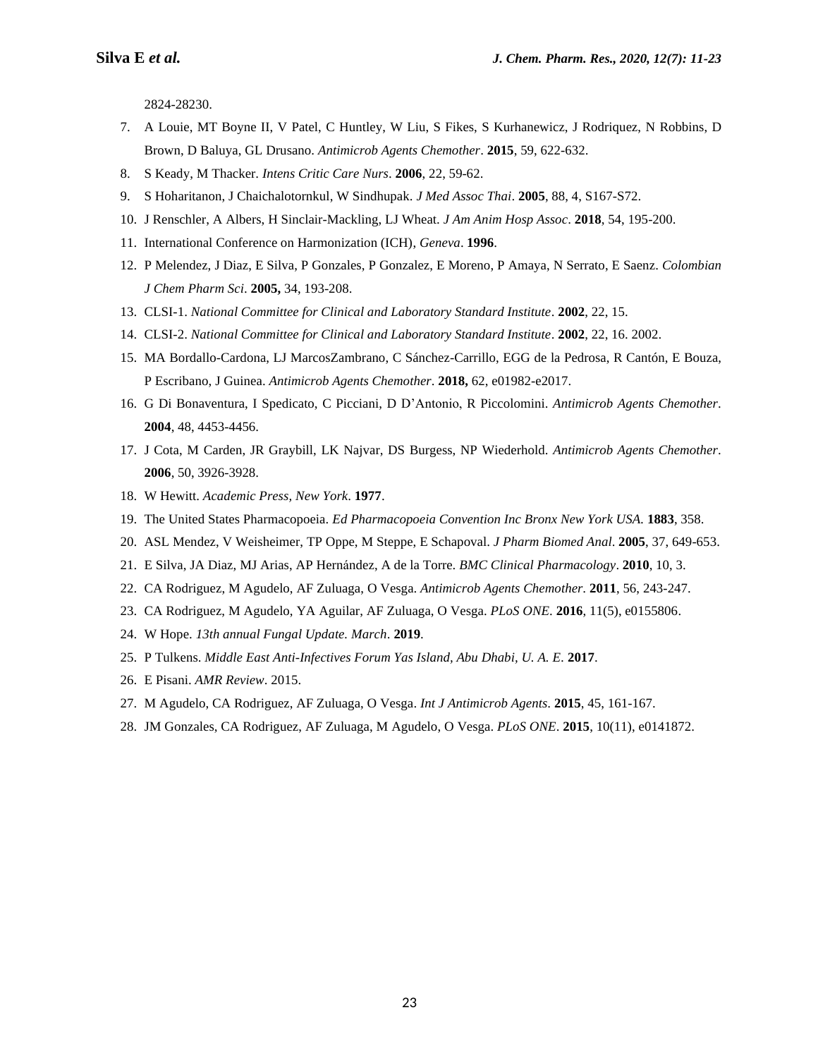2824-28230.

7. A Louie, MT Boyne II, V Patel, C Huntley, W Liu, S Fikes, S Kurhanewicz, J Rodriquez, N Robbins, D Brown, D Baluya, GL Drusano. *Antimicrob Agents Chemother*. **2015**, 59, 622-632.
8. S Keady, M Thacker. *Intens Critic Care Nurs*. **2006**, 22, 59-62.
9. S Hoharitanon, J Chaichalotornkul, W Sindhupak. *J Med Assoc Thai*. **2005**, 88, 4, S167-S72.
10. J Renschler, A Albers, H Sinclair-Mackling, LJ Wheat. *J Am Anim Hosp Assoc*. **2018**, 54, 195-200.
11. International Conference on Harmonization (ICH), *Geneva*. **1996**.
12. P Melendez, J Diaz, E Silva, P Gonzales, P Gonzalez, E Moreno, P Amaya, N Serrato, E Saenz. *Colombian J Chem Pharm Sci*. **2005,** 34, 193-208.
13. CLSI-1. *National Committee for Clinical and Laboratory Standard Institute*. **2002**, 22, 15.
14. CLSI-2. *National Committee for Clinical and Laboratory Standard Institute*. **2002**, 22, 16. 2002.
15. MA Bordallo-Cardona, LJ MarcosZambrano, C Sánchez-Carrillo, EGG de la Pedrosa, R Cantón, E Bouza, P Escribano, J Guinea. *Antimicrob Agents Chemother*. **2018,** 62, e01982-e2017.
16. G Di Bonaventura, I Spedicato, C Picciani, D D'Antonio, R Piccolomini. *Antimicrob Agents Chemother*. **2004**, 48, 4453-4456.
17. J Cota, M Carden, JR Graybill, LK Najvar, DS Burgess, NP Wiederhold. *Antimicrob Agents Chemother*. **2006**, 50, 3926-3928.
18. W Hewitt. *Academic Press, New York*. **1977**.
19. The United States Pharmacopoeia. *Ed Pharmacopoeia Convention Inc Bronx New York USA*. **1883**, 358.
20. ASL Mendez, V Weisheimer, TP Oppe, M Steppe, E Schapoval. *J Pharm Biomed Anal*. **2005**, 37, 649-653.
21. E Silva, JA Diaz, MJ Arias, AP Hernández, A de la Torre. *BMC Clinical Pharmacology*. **2010**, 10, 3.
22. CA Rodriguez, M Agudelo, AF Zuluaga, O Vesga. *Antimicrob Agents Chemother*. **2011**, 56, 243-247.
23. CA Rodriguez, M Agudelo, YA Aguilar, AF Zuluaga, O Vesga. *PLoS ONE*. **2016**, 11(5), e0155806.
24. W Hope. *13th annual Fungal Update. March*. **2019**.
25. P Tulkens. *Middle East Anti-Infectives Forum Yas Island, Abu Dhabi, U. A. E*. **2017**.
26. E Pisani. *AMR Review*. 2015.
27. M Agudelo, CA Rodriguez, AF Zuluaga, O Vesga. *Int J Antimicrob Agents*. **2015**, 45, 161-167.
28. JM Gonzales, CA Rodriguez, AF Zuluaga, M Agudelo, O Vesga. *PLoS ONE*. **2015**, 10(11), e0141872.